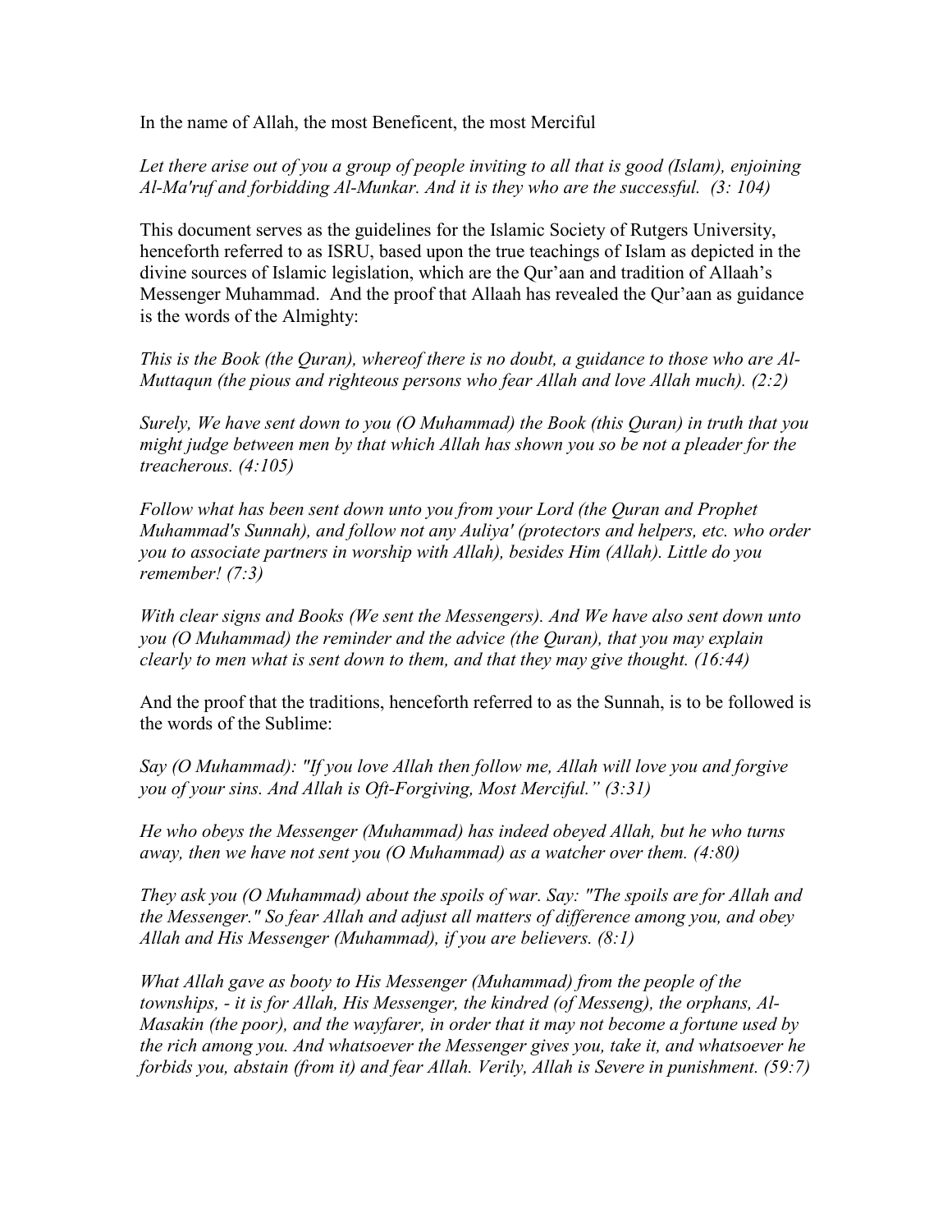In the name of Allah, the most Beneficent, the most Merciful

*Let there arise out of you a group of people inviting to all that is good (Islam), enjoining Al-Ma'ruf and forbidding Al-Munkar. And it is they who are the successful. (3: 104)*

This document serves as the guidelines for the Islamic Society of Rutgers University, henceforth referred to as ISRU, based upon the true teachings of Islam as depicted in the divine sources of Islamic legislation, which are the Qur'aan and tradition of Allaah's Messenger Muhammad. And the proof that Allaah has revealed the Qur'aan as guidance is the words of the Almighty:

*This is the Book (the Quran), whereof there is no doubt, a guidance to those who are Al-Muttaqun (the pious and righteous persons who fear Allah and love Allah much). (2:2)*

*Surely, We have sent down to you (O Muhammad) the Book (this Quran) in truth that you might judge between men by that which Allah has shown you so be not a pleader for the treacherous. (4:105)*

*Follow what has been sent down unto you from your Lord (the Quran and Prophet Muhammad's Sunnah), and follow not any Auliya' (protectors and helpers, etc. who order you to associate partners in worship with Allah), besides Him (Allah). Little do you remember! (7:3)*

*With clear signs and Books (We sent the Messengers). And We have also sent down unto you (O Muhammad) the reminder and the advice (the Quran), that you may explain clearly to men what is sent down to them, and that they may give thought. (16:44)*

And the proof that the traditions, henceforth referred to as the Sunnah, is to be followed is the words of the Sublime:

*Say (O Muhammad): "If you love Allah then follow me, Allah will love you and forgive you of your sins. And Allah is Oft-Forgiving, Most Merciful." (3:31)*

*He who obeys the Messenger (Muhammad) has indeed obeyed Allah, but he who turns away, then we have not sent you (O Muhammad) as a watcher over them. (4:80)*

*They ask you (O Muhammad) about the spoils of war. Say: "The spoils are for Allah and the Messenger." So fear Allah and adjust all matters of difference among you, and obey Allah and His Messenger (Muhammad), if you are believers. (8:1)*

*What Allah gave as booty to His Messenger (Muhammad) from the people of the townships, - it is for Allah, His Messenger, the kindred (of Messeng), the orphans, Al-Masakin (the poor), and the wayfarer, in order that it may not become a fortune used by the rich among you. And whatsoever the Messenger gives you, take it, and whatsoever he forbids you, abstain (from it) and fear Allah. Verily, Allah is Severe in punishment. (59:7)*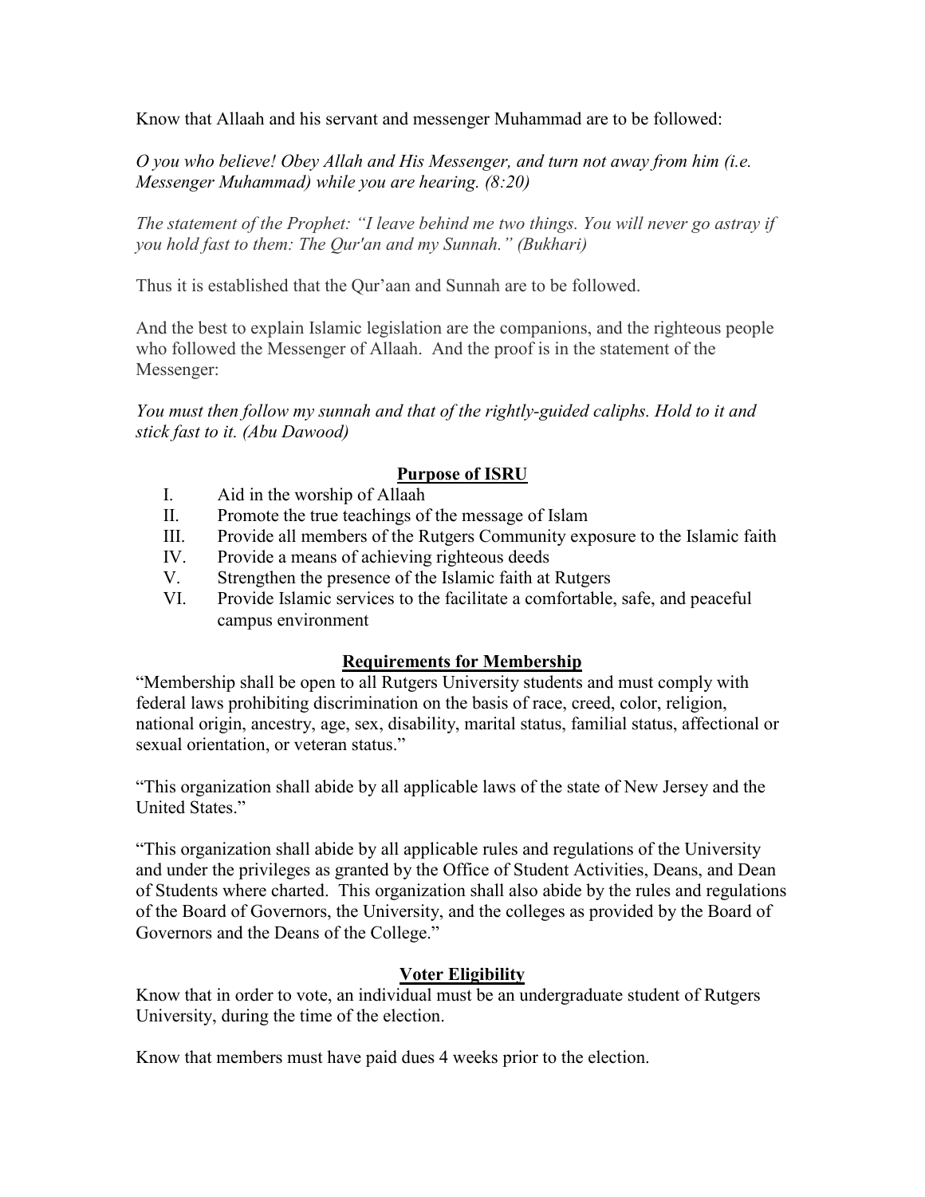Know that Allaah and his servant and messenger Muhammad are to be followed:

*O you who believe! Obey Allah and His Messenger, and turn not away from him (i.e. Messenger Muhammad) while you are hearing. (8:20)*

*The statement of the Prophet: "I leave behind me two things. You will never go astray if you hold fast to them: The Qur'an and my Sunnah." (Bukhari)*

Thus it is established that the Qur'aan and Sunnah are to be followed.

And the best to explain Islamic legislation are the companions, and the righteous people who followed the Messenger of Allaah. And the proof is in the statement of the Messenger:

*You must then follow my sunnah and that of the rightly-guided caliphs. Hold to it and stick fast to it. (Abu Dawood)*

## Purpose of ISRU

- I. Aid in the worship of Allaah
- II. Promote the true teachings of the message of Islam
- III. Provide all members of the Rutgers Community exposure to the Islamic faith
- IV. Provide a means of achieving righteous deeds
- V. Strengthen the presence of the Islamic faith at Rutgers
- VI. Provide Islamic services to the facilitate a comfortable, safe, and peaceful campus environment

## Requirements for Membership

"Membership shall be open to all Rutgers University students and must comply with federal laws prohibiting discrimination on the basis of race, creed, color, religion, national origin, ancestry, age, sex, disability, marital status, familial status, affectional or sexual orientation, or veteran status."

"This organization shall abide by all applicable laws of the state of New Jersey and the United States."

"This organization shall abide by all applicable rules and regulations of the University and under the privileges as granted by the Office of Student Activities, Deans, and Dean of Students where charted. This organization shall also abide by the rules and regulations of the Board of Governors, the University, and the colleges as provided by the Board of Governors and the Deans of the College."

## Voter Eligibility

Know that in order to vote, an individual must be an undergraduate student of Rutgers University, during the time of the election.

Know that members must have paid dues 4 weeks prior to the election.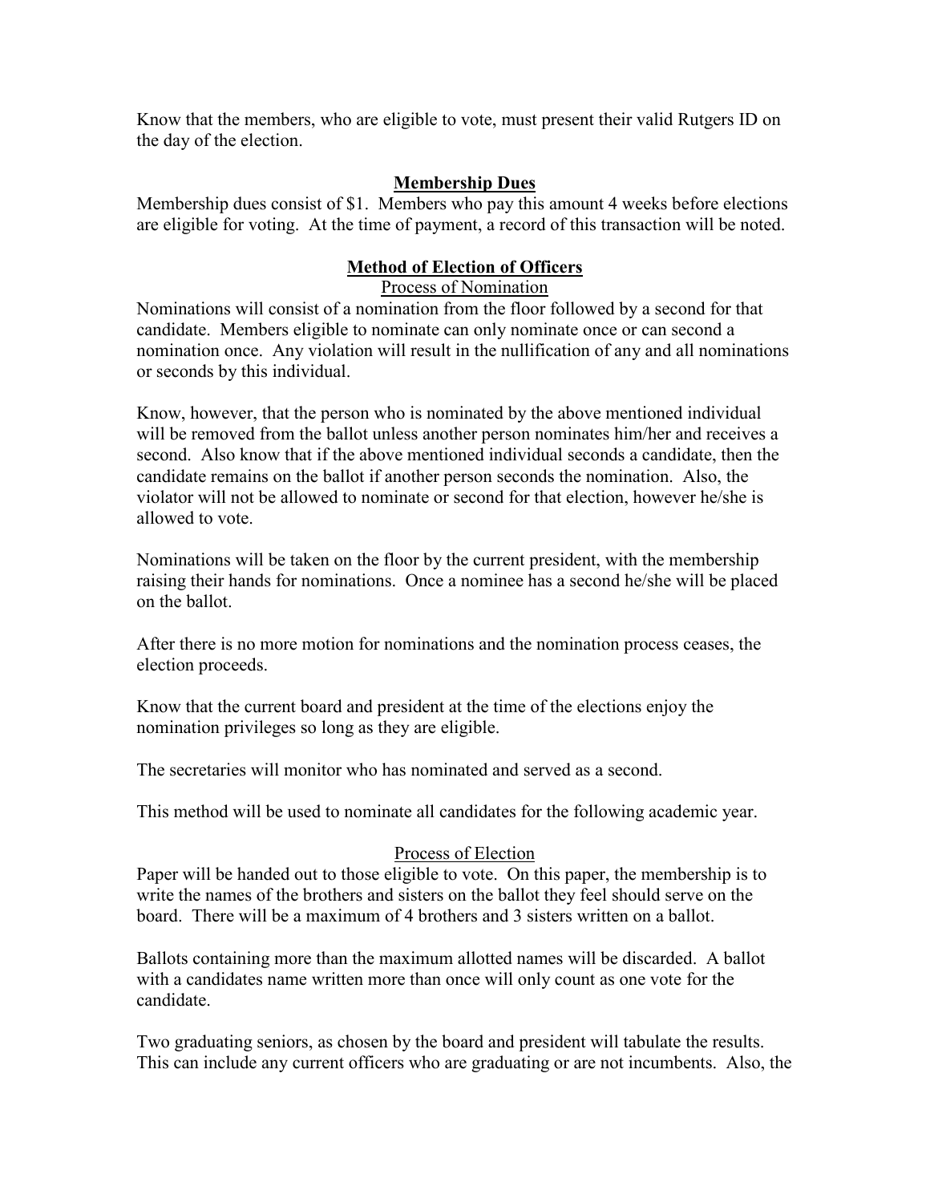Know that the members, who are eligible to vote, must present their valid Rutgers ID on the day of the election.

## Membership Dues

Membership dues consist of $1. Members who pay this amount 4 weeks before elections are eligible for voting. At the time of payment, a record of this transaction will be noted.

## Method of Election of Officers

### Process of Nomination

Nominations will consist of a nomination from the floor followed by a second for that candidate. Members eligible to nominate can only nominate once or can second a nomination once. Any violation will result in the nullification of any and all nominations or seconds by this individual.

Know, however, that the person who is nominated by the above mentioned individual will be removed from the ballot unless another person nominates him/her and receives a second. Also know that if the above mentioned individual seconds a candidate, then the candidate remains on the ballot if another person seconds the nomination. Also, the violator will not be allowed to nominate or second for that election, however he/she is allowed to vote.

Nominations will be taken on the floor by the current president, with the membership raising their hands for nominations. Once a nominee has a second he/she will be placed on the ballot.

After there is no more motion for nominations and the nomination process ceases, the election proceeds.

Know that the current board and president at the time of the elections enjoy the nomination privileges so long as they are eligible.

The secretaries will monitor who has nominated and served as a second.

This method will be used to nominate all candidates for the following academic year.

### Process of Election

Paper will be handed out to those eligible to vote. On this paper, the membership is to write the names of the brothers and sisters on the ballot they feel should serve on the board. There will be a maximum of 4 brothers and 3 sisters written on a ballot.

Ballots containing more than the maximum allotted names will be discarded. A ballot with a candidates name written more than once will only count as one vote for the candidate.

Two graduating seniors, as chosen by the board and president will tabulate the results. This can include any current officers who are graduating or are not incumbents. Also, the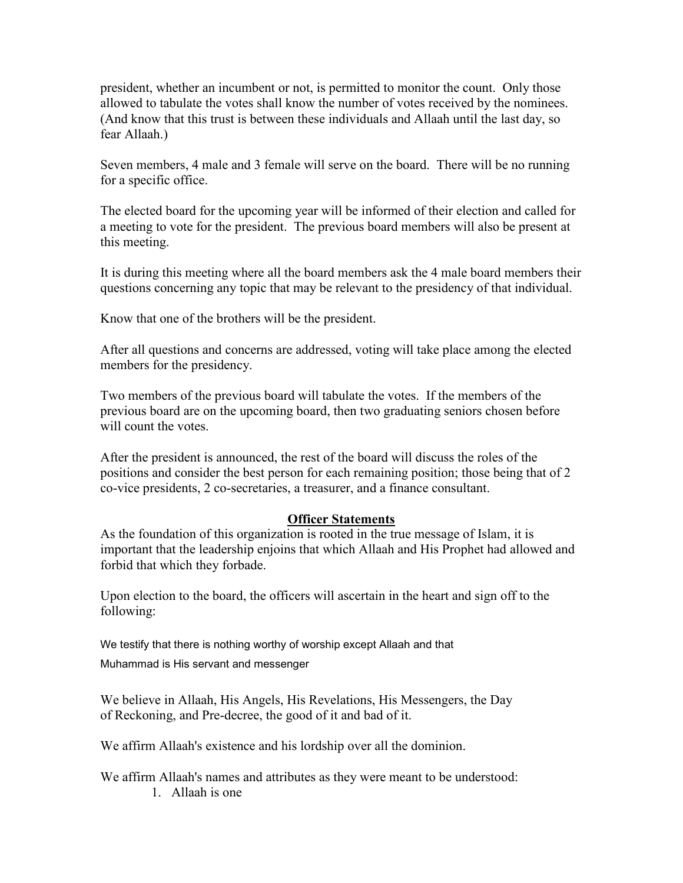president, whether an incumbent or not, is permitted to monitor the count. Only those allowed to tabulate the votes shall know the number of votes received by the nominees. (And know that this trust is between these individuals and Allaah until the last day, so fear Allaah.)

Seven members, 4 male and 3 female will serve on the board. There will be no running for a specific office.

The elected board for the upcoming year will be informed of their election and called for a meeting to vote for the president. The previous board members will also be present at this meeting.

It is during this meeting where all the board members ask the 4 male board members their questions concerning any topic that may be relevant to the presidency of that individual.

Know that one of the brothers will be the president.

After all questions and concerns are addressed, voting will take place among the elected members for the presidency.

Two members of the previous board will tabulate the votes. If the members of the previous board are on the upcoming board, then two graduating seniors chosen before will count the votes.

After the president is announced, the rest of the board will discuss the roles of the positions and consider the best person for each remaining position; those being that of 2 co-vice presidents, 2 co-secretaries, a treasurer, and a finance consultant.

## Officer Statements

As the foundation of this organization is rooted in the true message of Islam, it is important that the leadership enjoins that which Allaah and His Prophet had allowed and forbid that which they forbade.

Upon election to the board, the officers will ascertain in the heart and sign off to the following:

We testify that there is nothing worthy of worship except Allaah and that Muhammad is His servant and messenger

We believe in Allaah, His Angels, His Revelations, His Messengers, the Day of Reckoning, and Pre-decree, the good of it and bad of it.

We affirm Allaah's existence and his lordship over all the dominion.

We affirm Allaah's names and attributes as they were meant to be understood:

1. Allaah is one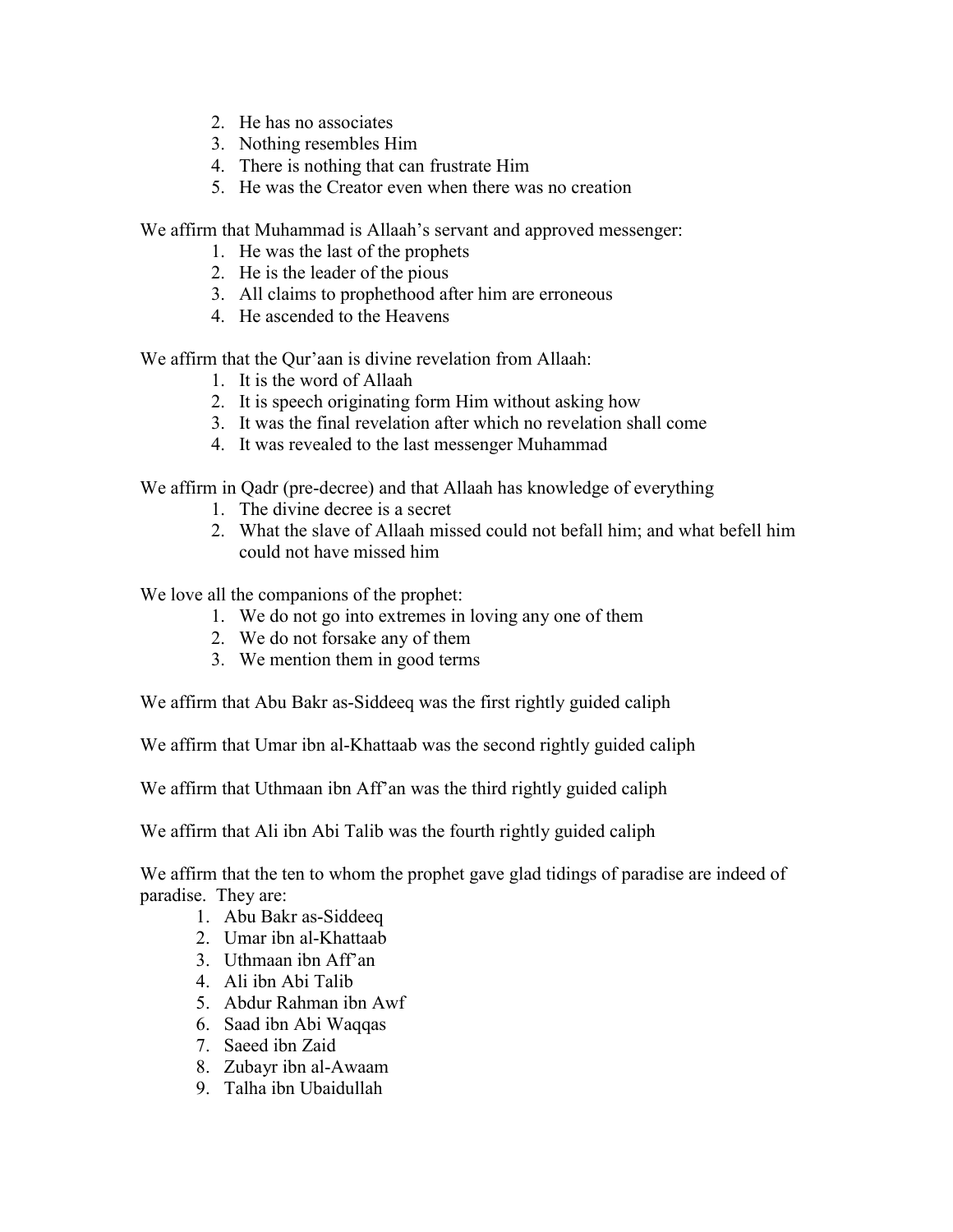2. He has no associates
3. Nothing resembles Him
4. There is nothing that can frustrate Him
5. He was the Creator even when there was no creation

We affirm that Muhammad is Allaah's servant and approved messenger:

1. He was the last of the prophets
2. He is the leader of the pious
3. All claims to prophethood after him are erroneous
4. He ascended to the Heavens

We affirm that the Qur'aan is divine revelation from Allaah:

1. It is the word of Allaah
2. It is speech originating form Him without asking how
3. It was the final revelation after which no revelation shall come
4. It was revealed to the last messenger Muhammad

We affirm in Qadr (pre-decree) and that Allaah has knowledge of everything

1. The divine decree is a secret
2. What the slave of Allaah missed could not befall him; and what befell him could not have missed him

We love all the companions of the prophet:

1. We do not go into extremes in loving any one of them
2. We do not forsake any of them
3. We mention them in good terms

We affirm that Abu Bakr as-Siddeeq was the first rightly guided caliph

We affirm that Umar ibn al-Khattaab was the second rightly guided caliph

We affirm that Uthmaan ibn Aff'an was the third rightly guided caliph

We affirm that Ali ibn Abi Talib was the fourth rightly guided caliph

We affirm that the ten to whom the prophet gave glad tidings of paradise are indeed of paradise. They are:

1. Abu Bakr as-Siddeeq
2. Umar ibn al-Khattaab
3. Uthmaan ibn Aff'an
4. Ali ibn Abi Talib
5. Abdur Rahman ibn Awf
6. Saad ibn Abi Waqqas
7. Saeed ibn Zaid
8. Zubayr ibn al-Awaam
9. Talha ibn Ubaidullah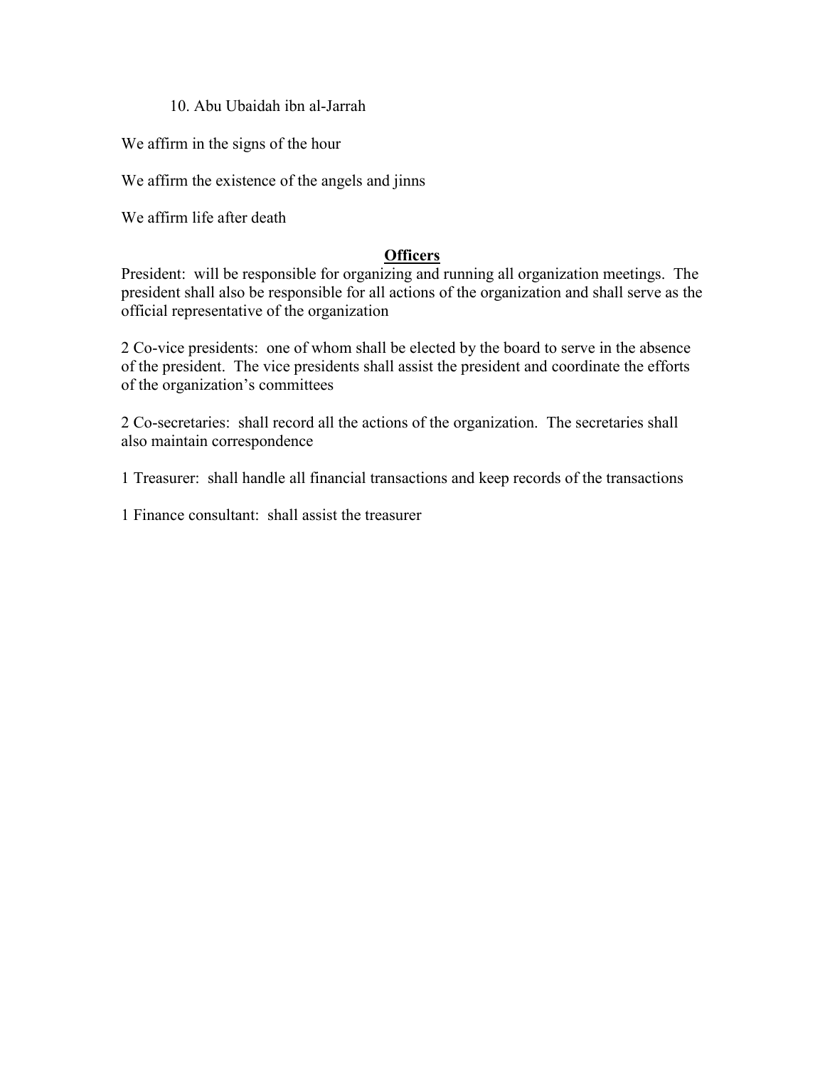10. Abu Ubaidah ibn al-Jarrah

We affirm in the signs of the hour

We affirm the existence of the angels and jinns

We affirm life after death

## Officers

President: will be responsible for organizing and running all organization meetings. The president shall also be responsible for all actions of the organization and shall serve as the official representative of the organization

2 Co-vice presidents: one of whom shall be elected by the board to serve in the absence of the president. The vice presidents shall assist the president and coordinate the efforts of the organization's committees

2 Co-secretaries: shall record all the actions of the organization. The secretaries shall also maintain correspondence

1 Treasurer: shall handle all financial transactions and keep records of the transactions

1 Finance consultant: shall assist the treasurer